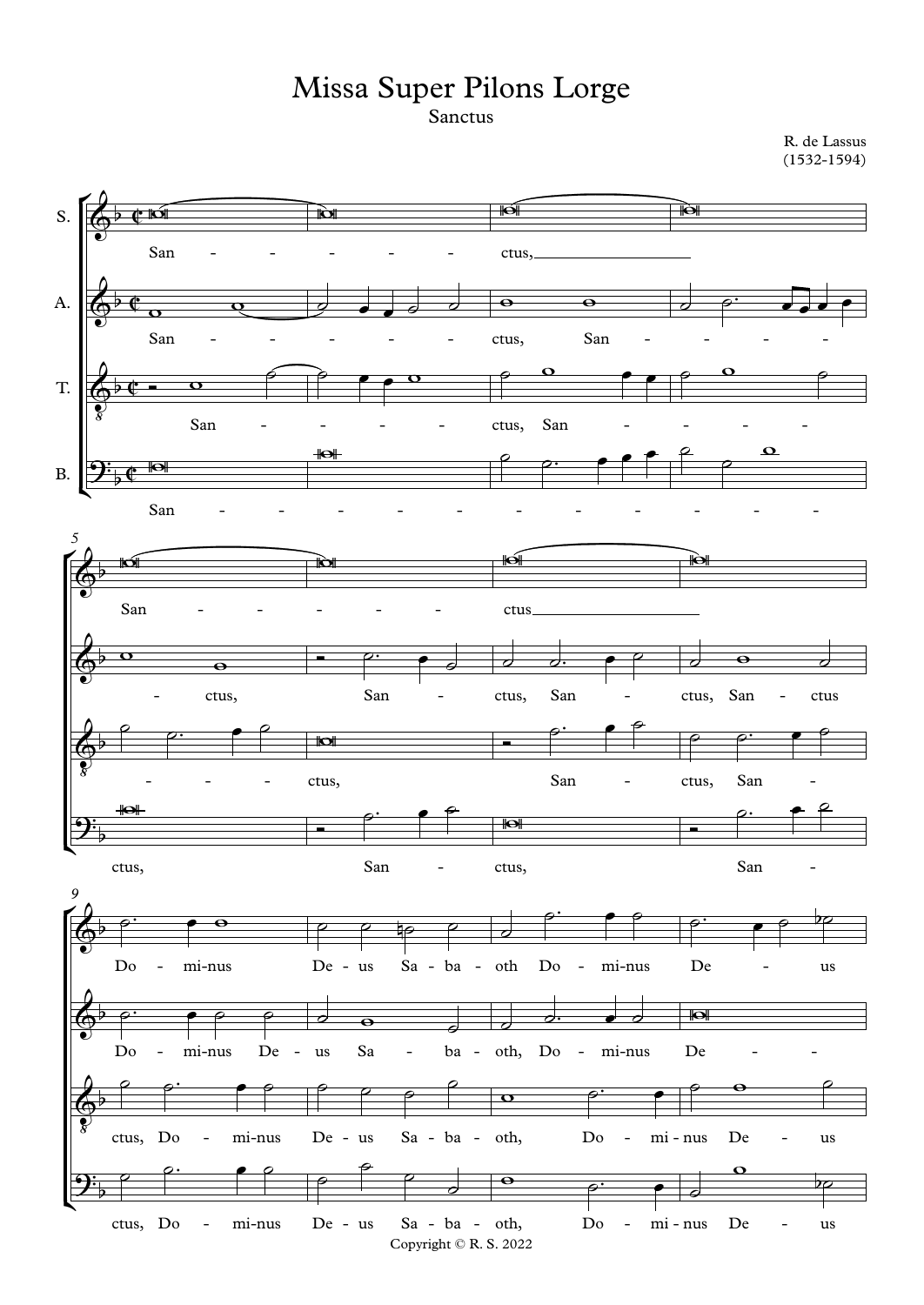# Missa Super Pilons Lorge

## Sanctus

R. de Lassus
(1532-1594)

Copyright © R. S. 2022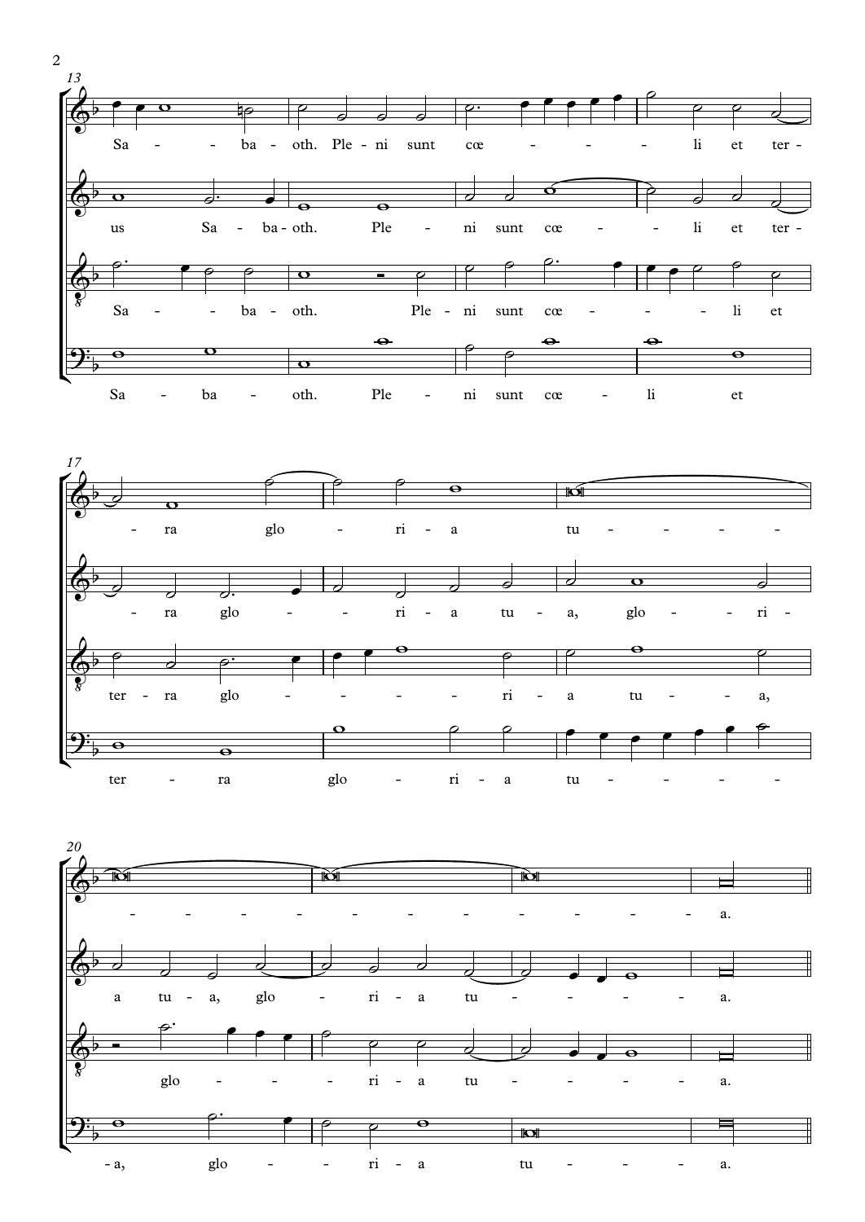13

Sa - - ba - oth. Ple - ni sunt cœ - - - - li et ter -

us Sa - ba - oth. Ple - ni sunt cœ - - li et ter -

Sa - - ba - oth. Ple - ni sunt cœ - - - li et

Sa - ba - oth. Ple - ni sunt cœ - li et

17

- ra glo - ri - a tu - - - - -

- ra glo - - ri - a tu - a, glo - - ri -

ter - ra glo - - - - - ri - a tu - - a,

ter - ra glo - ri - a tu - - - - - -

20

- - - - - - - - - - - - - a.

a tu - a, glo - ri - a tu - - - - - a.

glo - - - - ri - a tu - - - - - a.

- a, glo - - ri - a tu - - - - a.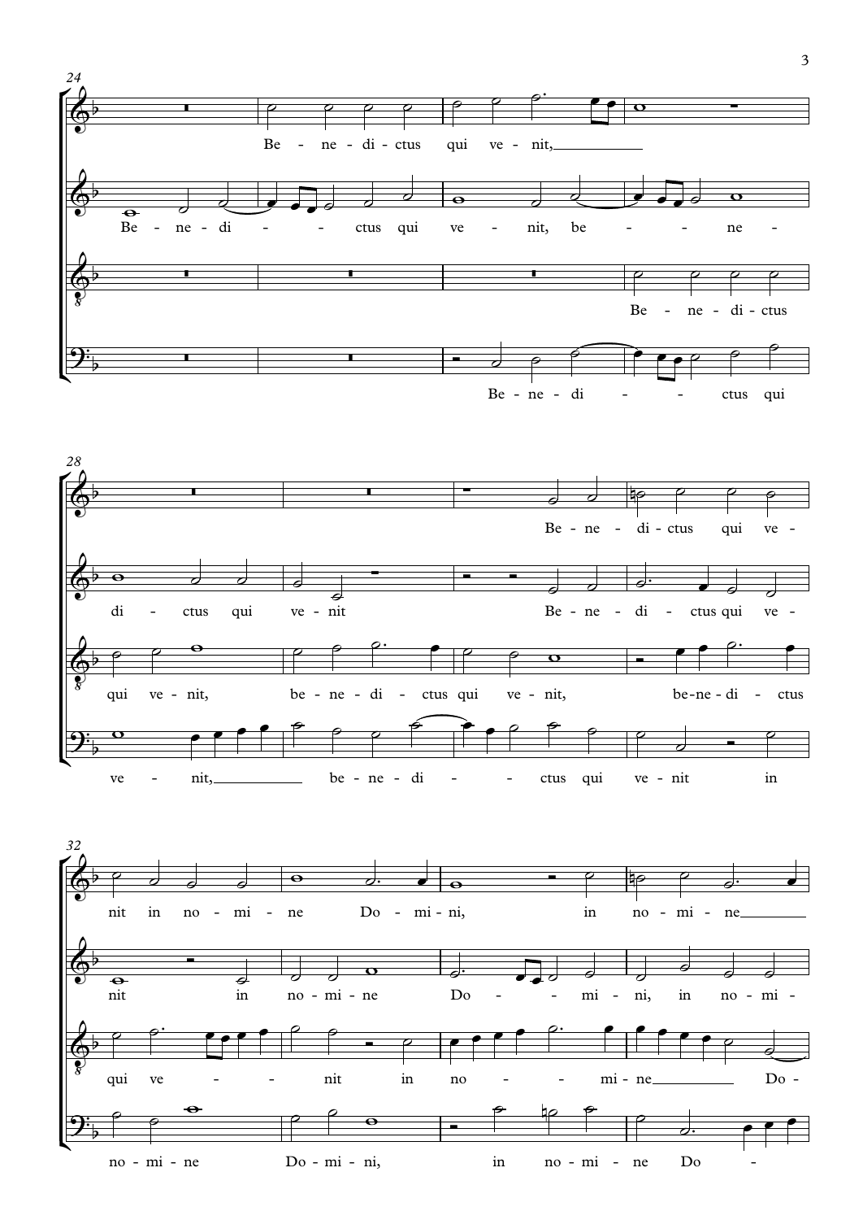24

Be - ne - di - ctus qui ve - nit,

Be - ne - di - - ctus qui ve - nit, be - - - ne -

Be - ne - di - ctus

Be - ne - di - - ctus qui

28

Be - ne - di - ctus qui ve -

di - ctus qui ve - nit Be - ne - di - ctus qui ve -

qui ve - nit, be - ne - di - ctus qui ve - nit, be - ne - di - ctus

ve - nit, be - ne - di - - ctus qui ve - nit in

32

nit in no - mi - ne Do - mi - ni, in no - mi - ne

nit in no - mi - ne Do - - mi - ni, in no - mi -

qui ve - - nit in no - - mi - ne Do -

no - mi - ne Do - mi - ni, in no - mi - ne Do -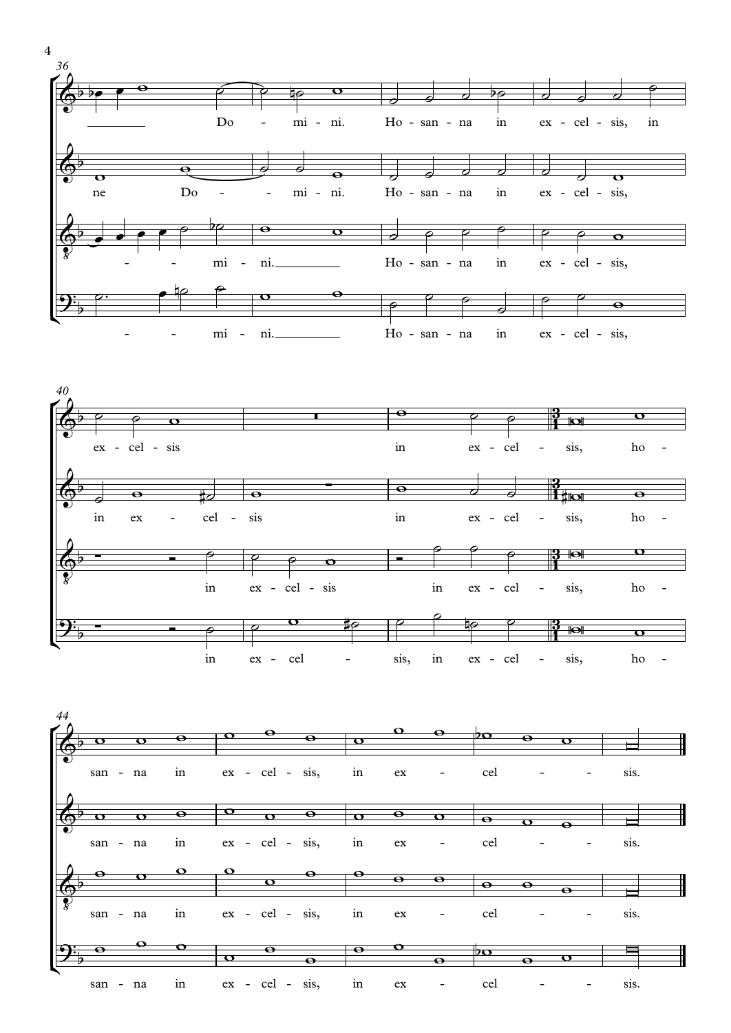36

Do - mi - ni. Ho - san - na in ex - cel - sis, in

ne Do - - mi - ni. Ho - san - na in ex - cel - sis,

- - mi - ni. Ho - san - na in ex - cel - sis,

- - mi - ni. Ho - san - na in ex - cel - sis,

40

ex - cel - sis in ex - cel - sis, ho -

in ex - cel - sis in ex - cel - sis, ho -

in ex - cel - sis in ex - cel - sis, ho -

in ex - cel - sis, in ex - cel - sis, ho -

44

san - na in ex - cel - sis, in ex - cel - - sis.

san - na in ex - cel - sis, in ex - cel - - sis.

san - na in ex - cel - sis, in ex - cel - - sis.

san - na in ex - cel - sis, in ex - cel - - sis.